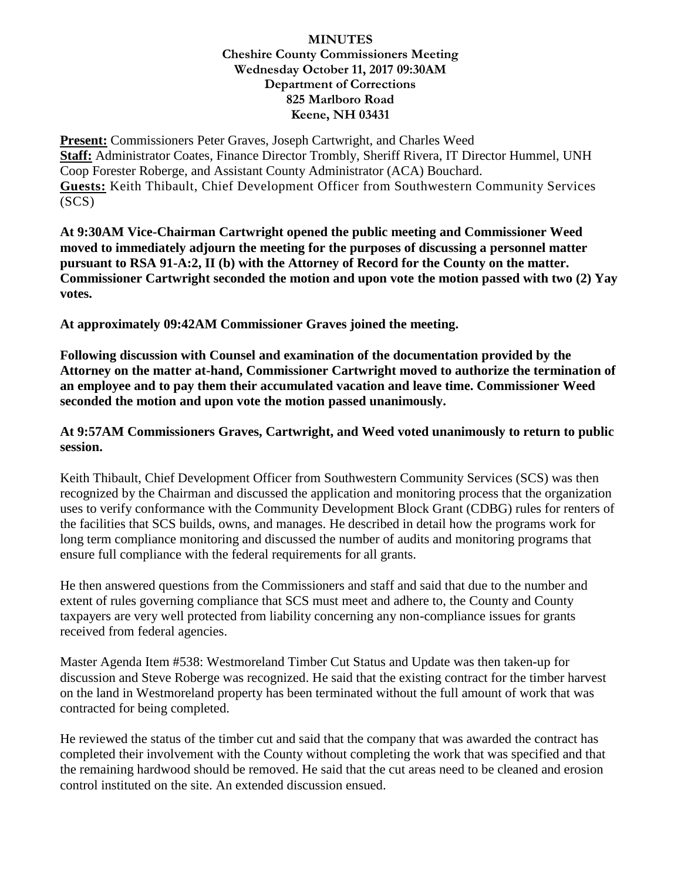**MINUTES**
**Cheshire County Commissioners Meeting**
**Wednesday October 11, 2017 09:30AM**
**Department of Corrections**
**825 Marlboro Road**
**Keene, NH 03431**

**Present:** Commissioners Peter Graves, Joseph Cartwright, and Charles Weed
**Staff:** Administrator Coates, Finance Director Trombly, Sheriff Rivera, IT Director Hummel, UNH Coop Forester Roberge, and Assistant County Administrator (ACA) Bouchard.
**Guests:** Keith Thibault, Chief Development Officer from Southwestern Community Services (SCS)

**At 9:30AM Vice-Chairman Cartwright opened the public meeting and Commissioner Weed moved to immediately adjourn the meeting for the purposes of discussing a personnel matter pursuant to RSA 91-A:2, II (b) with the Attorney of Record for the County on the matter. Commissioner Cartwright seconded the motion and upon vote the motion passed with two (2) Yay votes.**

**At approximately 09:42AM Commissioner Graves joined the meeting.**

**Following discussion with Counsel and examination of the documentation provided by the Attorney on the matter at-hand, Commissioner Cartwright moved to authorize the termination of an employee and to pay them their accumulated vacation and leave time. Commissioner Weed seconded the motion and upon vote the motion passed unanimously.**

**At 9:57AM Commissioners Graves, Cartwright, and Weed voted unanimously to return to public session.**

Keith Thibault, Chief Development Officer from Southwestern Community Services (SCS) was then recognized by the Chairman and discussed the application and monitoring process that the organization uses to verify conformance with the Community Development Block Grant (CDBG) rules for renters of the facilities that SCS builds, owns, and manages. He described in detail how the programs work for long term compliance monitoring and discussed the number of audits and monitoring programs that ensure full compliance with the federal requirements for all grants.

He then answered questions from the Commissioners and staff and said that due to the number and extent of rules governing compliance that SCS must meet and adhere to, the County and County taxpayers are very well protected from liability concerning any non-compliance issues for grants received from federal agencies.

Master Agenda Item #538: Westmoreland Timber Cut Status and Update was then taken-up for discussion and Steve Roberge was recognized. He said that the existing contract for the timber harvest on the land in Westmoreland property has been terminated without the full amount of work that was contracted for being completed.

He reviewed the status of the timber cut and said that the company that was awarded the contract has completed their involvement with the County without completing the work that was specified and that the remaining hardwood should be removed. He said that the cut areas need to be cleaned and erosion control instituted on the site. An extended discussion ensued.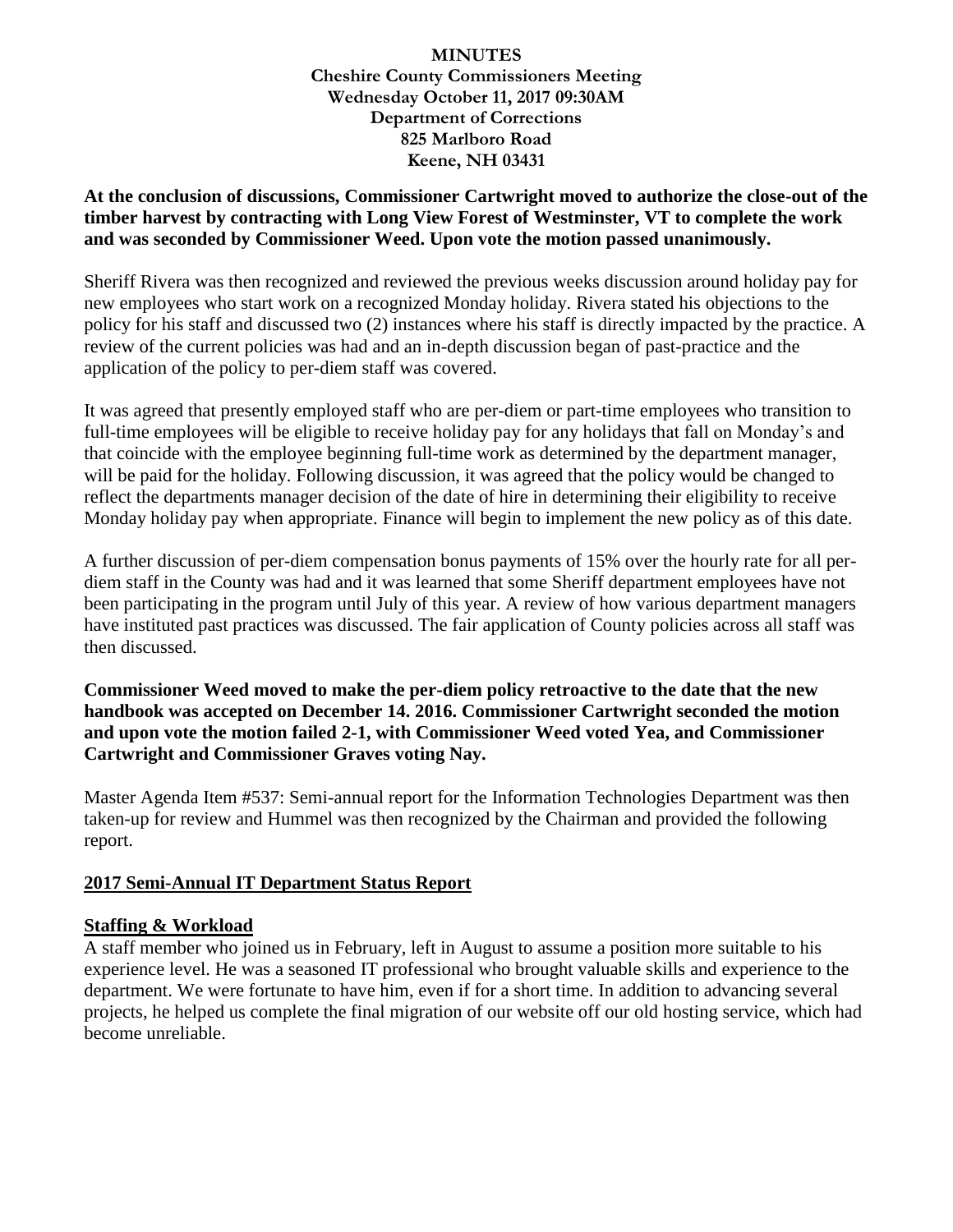**MINUTES**
**Cheshire County Commissioners Meeting**
**Wednesday October 11, 2017 09:30AM**
**Department of Corrections**
**825 Marlboro Road**
**Keene, NH 03431**

**At the conclusion of discussions, Commissioner Cartwright moved to authorize the close-out of the timber harvest by contracting with Long View Forest of Westminster, VT to complete the work and was seconded by Commissioner Weed. Upon vote the motion passed unanimously.**

Sheriff Rivera was then recognized and reviewed the previous weeks discussion around holiday pay for new employees who start work on a recognized Monday holiday. Rivera stated his objections to the policy for his staff and discussed two (2) instances where his staff is directly impacted by the practice. A review of the current policies was had and an in-depth discussion began of past-practice and the application of the policy to per-diem staff was covered.

It was agreed that presently employed staff who are per-diem or part-time employees who transition to full-time employees will be eligible to receive holiday pay for any holidays that fall on Monday's and that coincide with the employee beginning full-time work as determined by the department manager, will be paid for the holiday. Following discussion, it was agreed that the policy would be changed to reflect the departments manager decision of the date of hire in determining their eligibility to receive Monday holiday pay when appropriate. Finance will begin to implement the new policy as of this date.

A further discussion of per-diem compensation bonus payments of 15% over the hourly rate for all per-diem staff in the County was had and it was learned that some Sheriff department employees have not been participating in the program until July of this year. A review of how various department managers have instituted past practices was discussed. The fair application of County policies across all staff was then discussed.

**Commissioner Weed moved to make the per-diem policy retroactive to the date that the new handbook was accepted on December 14. 2016. Commissioner Cartwright seconded the motion and upon vote the motion failed 2-1, with Commissioner Weed voted Yea, and Commissioner Cartwright and Commissioner Graves voting Nay.**

Master Agenda Item #537: Semi-annual report for the Information Technologies Department was then taken-up for review and Hummel was then recognized by the Chairman and provided the following report.

## 2017 Semi-Annual IT Department Status Report

### Staffing & Workload

A staff member who joined us in February, left in August to assume a position more suitable to his experience level. He was a seasoned IT professional who brought valuable skills and experience to the department. We were fortunate to have him, even if for a short time. In addition to advancing several projects, he helped us complete the final migration of our website off our old hosting service, which had become unreliable.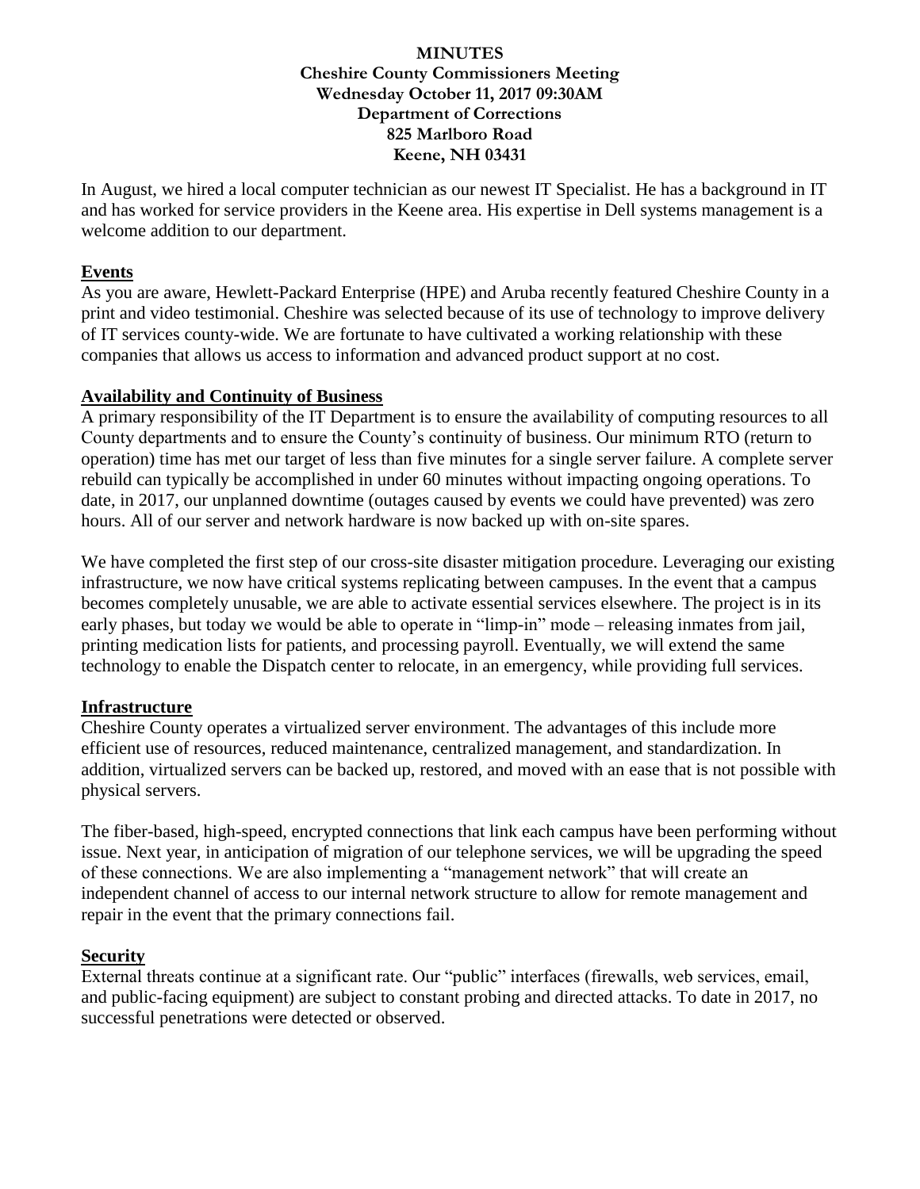**MINUTES**
**Cheshire County Commissioners Meeting**
**Wednesday October 11, 2017 09:30AM**
**Department of Corrections**
**825 Marlboro Road**
**Keene, NH 03431**

In August, we hired a local computer technician as our newest IT Specialist. He has a background in IT and has worked for service providers in the Keene area. His expertise in Dell systems management is a welcome addition to our department.

**Events**

As you are aware, Hewlett-Packard Enterprise (HPE) and Aruba recently featured Cheshire County in a print and video testimonial. Cheshire was selected because of its use of technology to improve delivery of IT services county-wide. We are fortunate to have cultivated a working relationship with these companies that allows us access to information and advanced product support at no cost.

**Availability and Continuity of Business**

A primary responsibility of the IT Department is to ensure the availability of computing resources to all County departments and to ensure the County's continuity of business. Our minimum RTO (return to operation) time has met our target of less than five minutes for a single server failure. A complete server rebuild can typically be accomplished in under 60 minutes without impacting ongoing operations. To date, in 2017, our unplanned downtime (outages caused by events we could have prevented) was zero hours. All of our server and network hardware is now backed up with on-site spares.

We have completed the first step of our cross-site disaster mitigation procedure. Leveraging our existing infrastructure, we now have critical systems replicating between campuses. In the event that a campus becomes completely unusable, we are able to activate essential services elsewhere. The project is in its early phases, but today we would be able to operate in "limp-in" mode – releasing inmates from jail, printing medication lists for patients, and processing payroll. Eventually, we will extend the same technology to enable the Dispatch center to relocate, in an emergency, while providing full services.

**Infrastructure**

Cheshire County operates a virtualized server environment. The advantages of this include more efficient use of resources, reduced maintenance, centralized management, and standardization. In addition, virtualized servers can be backed up, restored, and moved with an ease that is not possible with physical servers.

The fiber-based, high-speed, encrypted connections that link each campus have been performing without issue. Next year, in anticipation of migration of our telephone services, we will be upgrading the speed of these connections. We are also implementing a "management network" that will create an independent channel of access to our internal network structure to allow for remote management and repair in the event that the primary connections fail.

**Security**

External threats continue at a significant rate. Our "public" interfaces (firewalls, web services, email, and public-facing equipment) are subject to constant probing and directed attacks. To date in 2017, no successful penetrations were detected or observed.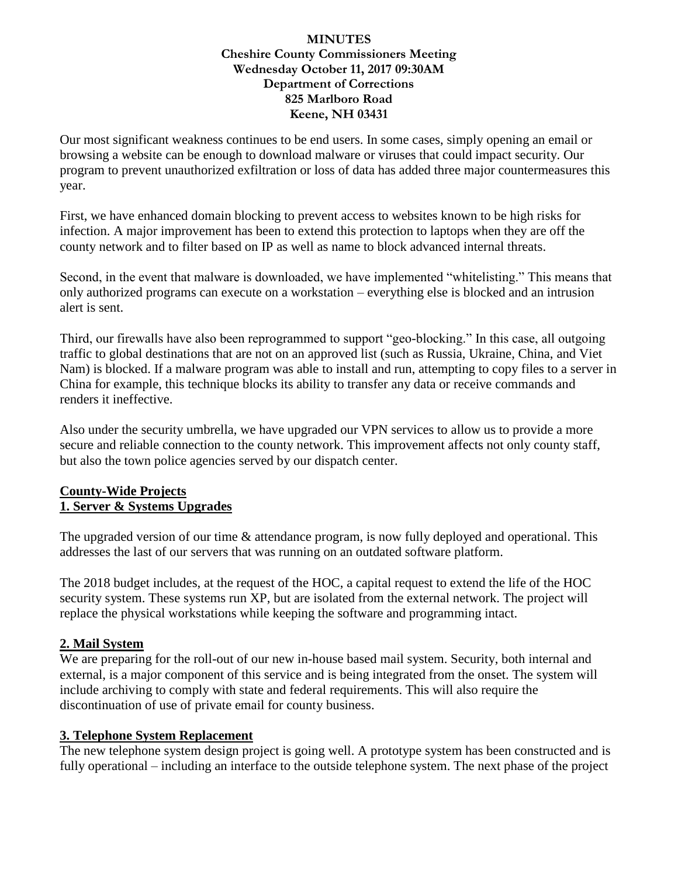**MINUTES**
**Cheshire County Commissioners Meeting**
**Wednesday October 11, 2017 09:30AM**
**Department of Corrections**
**825 Marlboro Road**
**Keene, NH 03431**

Our most significant weakness continues to be end users. In some cases, simply opening an email or browsing a website can be enough to download malware or viruses that could impact security. Our program to prevent unauthorized exfiltration or loss of data has added three major countermeasures this year.

First, we have enhanced domain blocking to prevent access to websites known to be high risks for infection. A major improvement has been to extend this protection to laptops when they are off the county network and to filter based on IP as well as name to block advanced internal threats.

Second, in the event that malware is downloaded, we have implemented "whitelisting." This means that only authorized programs can execute on a workstation – everything else is blocked and an intrusion alert is sent.

Third, our firewalls have also been reprogrammed to support "geo-blocking." In this case, all outgoing traffic to global destinations that are not on an approved list (such as Russia, Ukraine, China, and Viet Nam) is blocked. If a malware program was able to install and run, attempting to copy files to a server in China for example, this technique blocks its ability to transfer any data or receive commands and renders it ineffective.

Also under the security umbrella, we have upgraded our VPN services to allow us to provide a more secure and reliable connection to the county network. This improvement affects not only county staff, but also the town police agencies served by our dispatch center.

**County-Wide Projects**
**1. Server & Systems Upgrades**

The upgraded version of our time & attendance program, is now fully deployed and operational. This addresses the last of our servers that was running on an outdated software platform.

The 2018 budget includes, at the request of the HOC, a capital request to extend the life of the HOC security system. These systems run XP, but are isolated from the external network. The project will replace the physical workstations while keeping the software and programming intact.

**2. Mail System**

We are preparing for the roll-out of our new in-house based mail system. Security, both internal and external, is a major component of this service and is being integrated from the onset. The system will include archiving to comply with state and federal requirements. This will also require the discontinuation of use of private email for county business.

**3. Telephone System Replacement**

The new telephone system design project is going well. A prototype system has been constructed and is fully operational – including an interface to the outside telephone system. The next phase of the project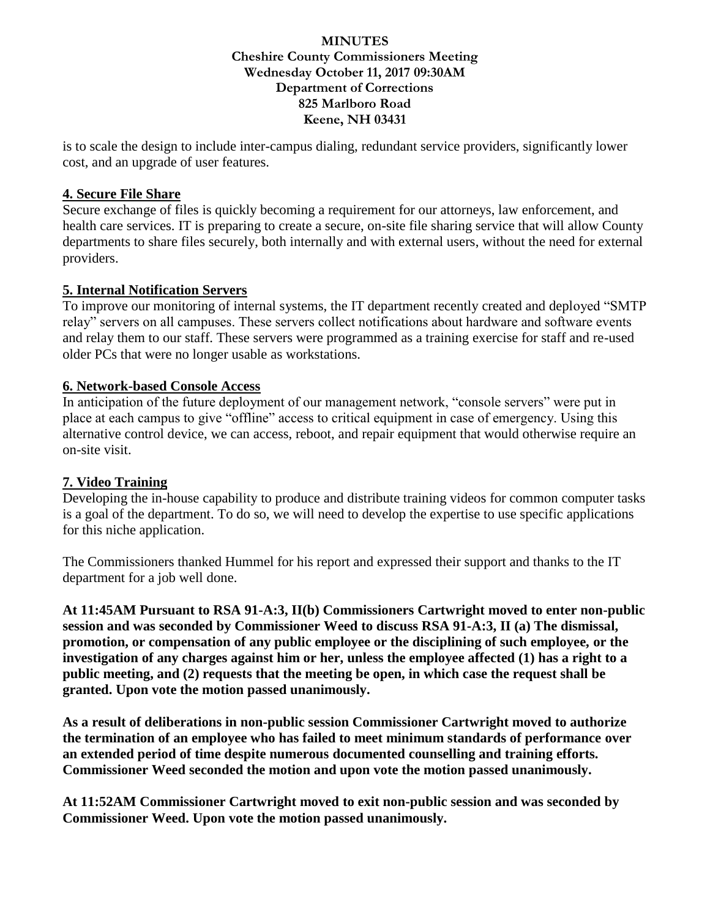is to scale the design to include inter-campus dialing, redundant service providers, significantly lower cost, and an upgrade of user features.

**4. Secure File Share**

Secure exchange of files is quickly becoming a requirement for our attorneys, law enforcement, and health care services. IT is preparing to create a secure, on-site file sharing service that will allow County departments to share files securely, both internally and with external users, without the need for external providers.

**5. Internal Notification Servers**

To improve our monitoring of internal systems, the IT department recently created and deployed "SMTP relay" servers on all campuses. These servers collect notifications about hardware and software events and relay them to our staff. These servers were programmed as a training exercise for staff and re-used older PCs that were no longer usable as workstations.

**6. Network-based Console Access**

In anticipation of the future deployment of our management network, "console servers" were put in place at each campus to give "offline" access to critical equipment in case of emergency. Using this alternative control device, we can access, reboot, and repair equipment that would otherwise require an on-site visit.

**7. Video Training**

Developing the in-house capability to produce and distribute training videos for common computer tasks is a goal of the department. To do so, we will need to develop the expertise to use specific applications for this niche application.

The Commissioners thanked Hummel for his report and expressed their support and thanks to the IT department for a job well done.

**At 11:45AM Pursuant to RSA 91-A:3, II(b) Commissioners Cartwright moved to enter non-public session and was seconded by Commissioner Weed to discuss RSA 91-A:3, II (a) The dismissal, promotion, or compensation of any public employee or the disciplining of such employee, or the investigation of any charges against him or her, unless the employee affected (1) has a right to a public meeting, and (2) requests that the meeting be open, in which case the request shall be granted. Upon vote the motion passed unanimously.**

**As a result of deliberations in non-public session Commissioner Cartwright moved to authorize the termination of an employee who has failed to meet minimum standards of performance over an extended period of time despite numerous documented counselling and training efforts. Commissioner Weed seconded the motion and upon vote the motion passed unanimously.**

**At 11:52AM Commissioner Cartwright moved to exit non-public session and was seconded by Commissioner Weed. Upon vote the motion passed unanimously.**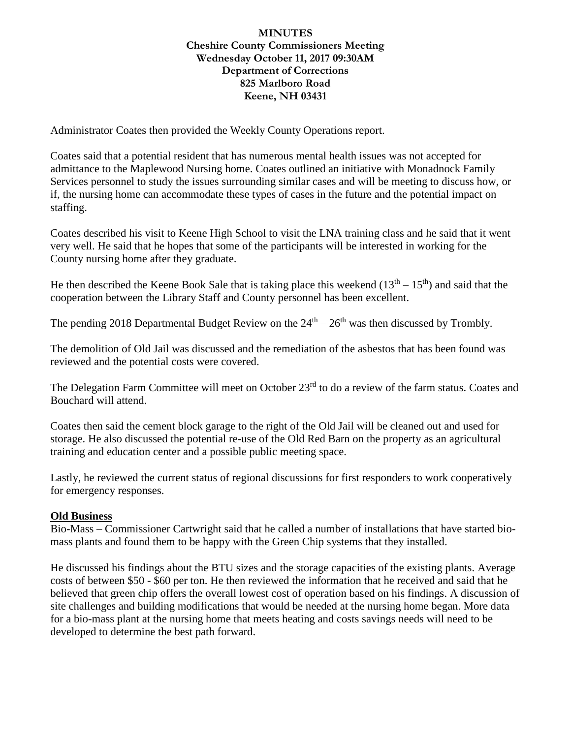**MINUTES**
**Cheshire County Commissioners Meeting**
**Wednesday October 11, 2017 09:30AM**
**Department of Corrections**
**825 Marlboro Road**
**Keene, NH 03431**

Administrator Coates then provided the Weekly County Operations report.

Coates said that a potential resident that has numerous mental health issues was not accepted for admittance to the Maplewood Nursing home. Coates outlined an initiative with Monadnock Family Services personnel to study the issues surrounding similar cases and will be meeting to discuss how, or if, the nursing home can accommodate these types of cases in the future and the potential impact on staffing.

Coates described his visit to Keene High School to visit the LNA training class and he said that it went very well. He said that he hopes that some of the participants will be interested in working for the County nursing home after they graduate.

He then described the Keene Book Sale that is taking place this weekend (13th – 15th) and said that the cooperation between the Library Staff and County personnel has been excellent.

The pending 2018 Departmental Budget Review on the 24th – 26th was then discussed by Trombly.

The demolition of Old Jail was discussed and the remediation of the asbestos that has been found was reviewed and the potential costs were covered.

The Delegation Farm Committee will meet on October 23rd to do a review of the farm status. Coates and Bouchard will attend.

Coates then said the cement block garage to the right of the Old Jail will be cleaned out and used for storage. He also discussed the potential re-use of the Old Red Barn on the property as an agricultural training and education center and a possible public meeting space.

Lastly, he reviewed the current status of regional discussions for first responders to work cooperatively for emergency responses.

## Old Business

Bio-Mass – Commissioner Cartwright said that he called a number of installations that have started bio-mass plants and found them to be happy with the Green Chip systems that they installed.

He discussed his findings about the BTU sizes and the storage capacities of the existing plants. Average costs of between $50 - $60 per ton. He then reviewed the information that he received and said that he believed that green chip offers the overall lowest cost of operation based on his findings. A discussion of site challenges and building modifications that would be needed at the nursing home began. More data for a bio-mass plant at the nursing home that meets heating and costs savings needs will need to be developed to determine the best path forward.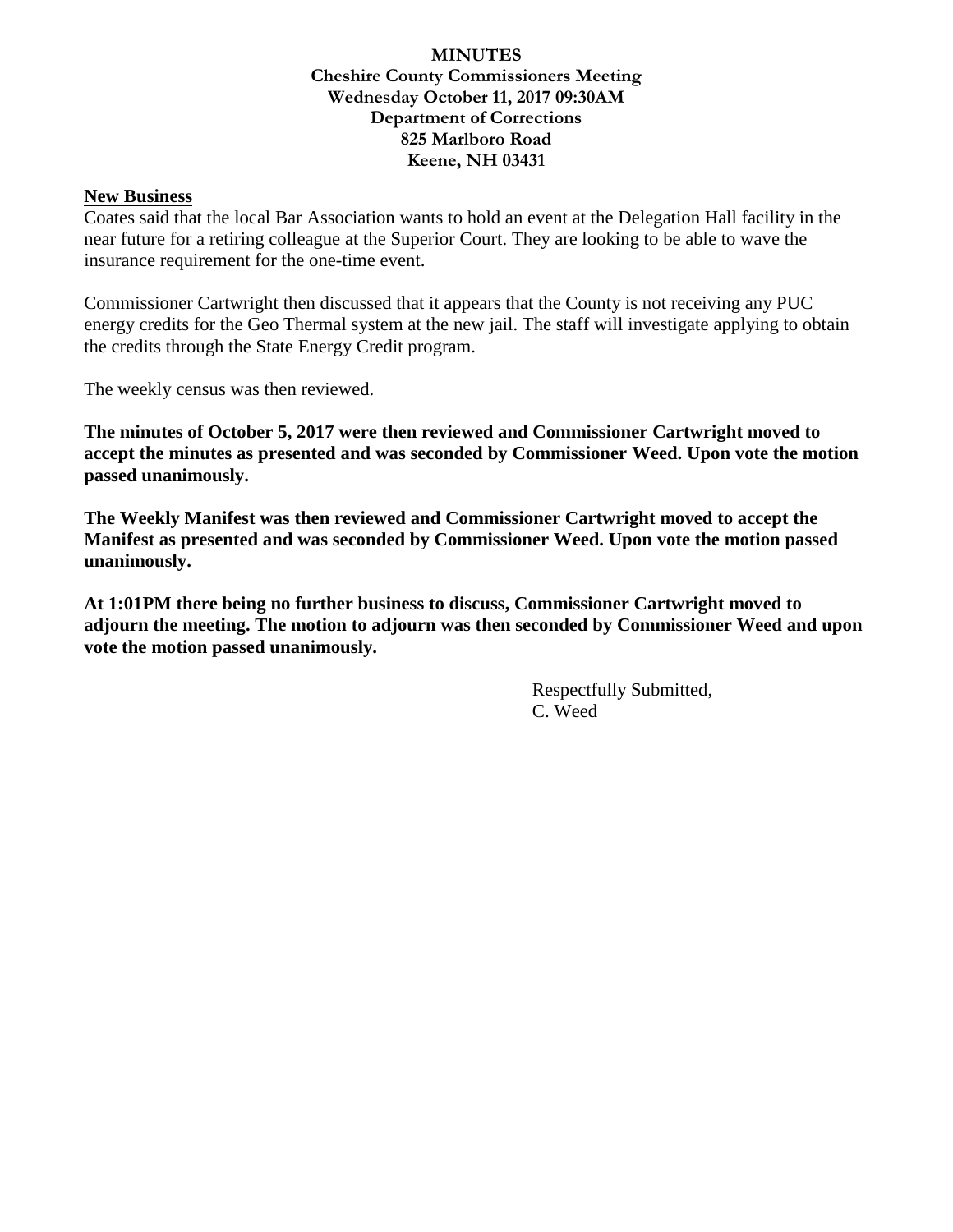**MINUTES**
**Cheshire County Commissioners Meeting**
**Wednesday October 11, 2017 09:30AM**
**Department of Corrections**
**825 Marlboro Road**
**Keene, NH 03431**

## New Business

Coates said that the local Bar Association wants to hold an event at the Delegation Hall facility in the near future for a retiring colleague at the Superior Court. They are looking to be able to wave the insurance requirement for the one-time event.

Commissioner Cartwright then discussed that it appears that the County is not receiving any PUC energy credits for the Geo Thermal system at the new jail. The staff will investigate applying to obtain the credits through the State Energy Credit program.

The weekly census was then reviewed.

**The minutes of October 5, 2017 were then reviewed and Commissioner Cartwright moved to accept the minutes as presented and was seconded by Commissioner Weed. Upon vote the motion passed unanimously.**

**The Weekly Manifest was then reviewed and Commissioner Cartwright moved to accept the Manifest as presented and was seconded by Commissioner Weed. Upon vote the motion passed unanimously.**

**At 1:01PM there being no further business to discuss, Commissioner Cartwright moved to adjourn the meeting. The motion to adjourn was then seconded by Commissioner Weed and upon vote the motion passed unanimously.**

Respectfully Submitted,
C. Weed